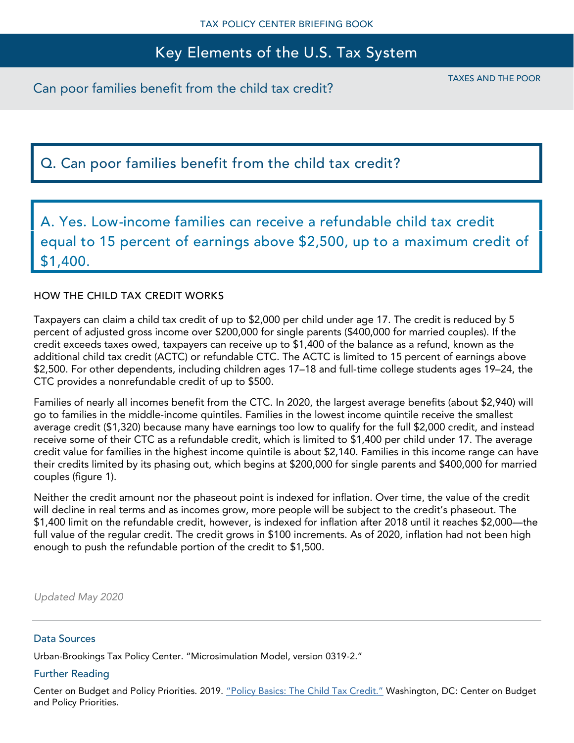TAX POLICY CENTER BRIEFING BOOK

# Key Elements of the U.S. Tax System

TAXES AND THE POOR

## Can poor families benefit from the child tax credit?

### Q. Can poor families benefit from the child tax credit?

### A. Yes. Low-income families can receive a refundable child tax credit equal to 15 percent of earnings above $2,500, up to a maximum credit of $1,400.

HOW THE CHILD TAX CREDIT WORKS

Taxpayers can claim a child tax credit of up to $2,000 per child under age 17. The credit is reduced by 5 percent of adjusted gross income over $200,000 for single parents ($400,000 for married couples). If the credit exceeds taxes owed, taxpayers can receive up to $1,400 of the balance as a refund, known as the additional child tax credit (ACTC) or refundable CTC. The ACTC is limited to 15 percent of earnings above $2,500. For other dependents, including children ages 17–18 and full-time college students ages 19–24, the CTC provides a nonrefundable credit of up to $500.

Families of nearly all incomes benefit from the CTC. In 2020, the largest average benefits (about $2,940) will go to families in the middle-income quintiles. Families in the lowest income quintile receive the smallest average credit ($1,320) because many have earnings too low to qualify for the full $2,000 credit, and instead receive some of their CTC as a refundable credit, which is limited to $1,400 per child under 17. The average credit value for families in the highest income quintile is about $2,140. Families in this income range can have their credits limited by its phasing out, which begins at $200,000 for single parents and $400,000 for married couples (figure 1).

Neither the credit amount nor the phaseout point is indexed for inflation. Over time, the value of the credit will decline in real terms and as incomes grow, more people will be subject to the credit's phaseout. The $1,400 limit on the refundable credit, however, is indexed for inflation after 2018 until it reaches $2,000—the full value of the regular credit. The credit grows in $100 increments. As of 2020, inflation had not been high enough to push the refundable portion of the credit to $1,500.

*Updated May 2020*

---

### Data Sources

Urban-Brookings Tax Policy Center. "Microsimulation Model, version 0319-2."

### Further Reading

Center on Budget and Policy Priorities. 2019. "Policy Basics: The Child Tax Credit." Washington, DC: Center on Budget and Policy Priorities.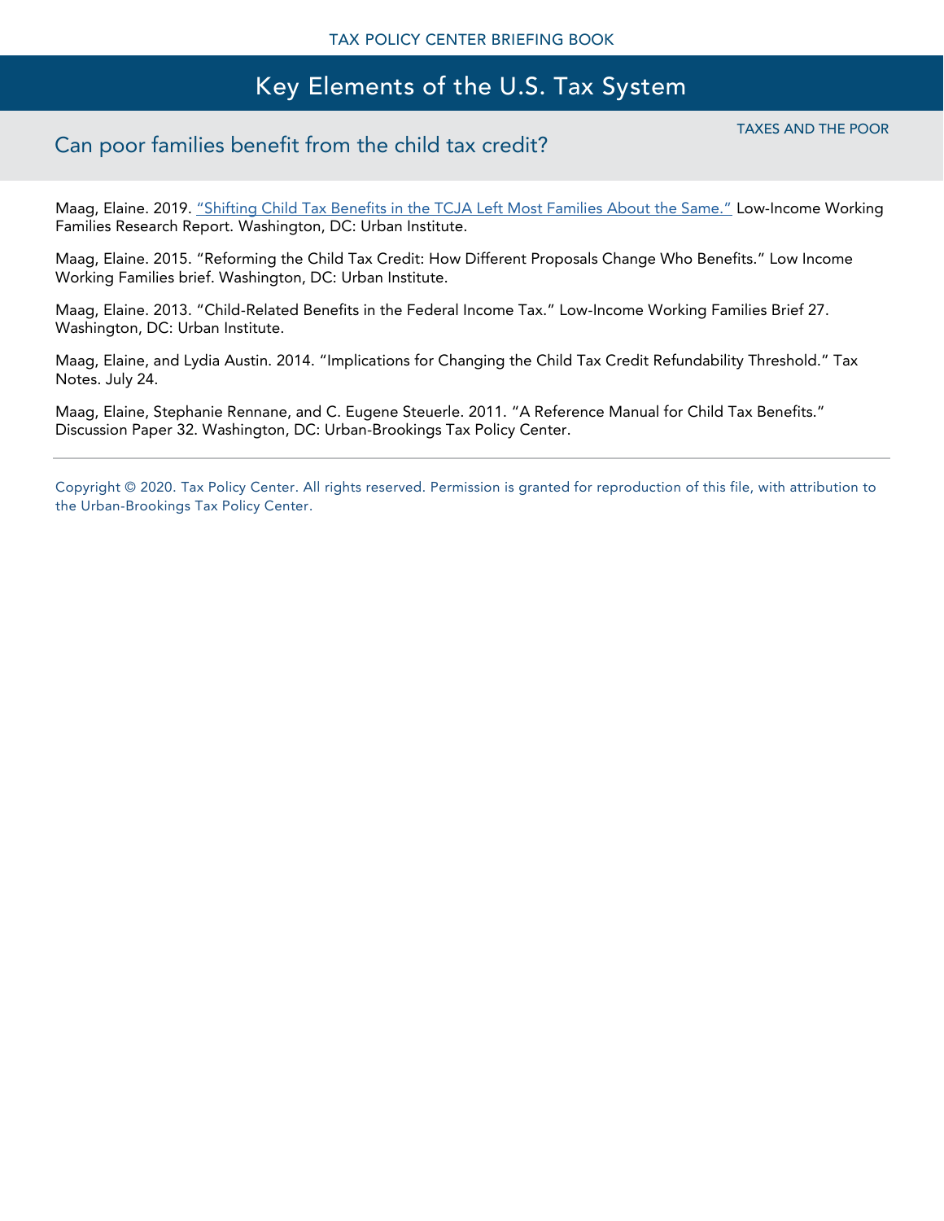Maag, Elaine. 2019. "Shifting Child Tax Benefits in the TCJA Left Most Families About the Same." Low-Income Working Families Research Report. Washington, DC: Urban Institute.

Maag, Elaine. 2015. "Reforming the Child Tax Credit: How Different Proposals Change Who Benefits." Low Income Working Families brief. Washington, DC: Urban Institute.

Maag, Elaine. 2013. "Child-Related Benefits in the Federal Income Tax." Low-Income Working Families Brief 27. Washington, DC: Urban Institute.

Maag, Elaine, and Lydia Austin. 2014. "Implications for Changing the Child Tax Credit Refundability Threshold." Tax Notes. July 24.

Maag, Elaine, Stephanie Rennane, and C. Eugene Steuerle. 2011. "A Reference Manual for Child Tax Benefits." Discussion Paper 32. Washington, DC: Urban-Brookings Tax Policy Center.

---

Copyright © 2020. Tax Policy Center. All rights reserved. Permission is granted for reproduction of this file, with attribution to the Urban-Brookings Tax Policy Center.